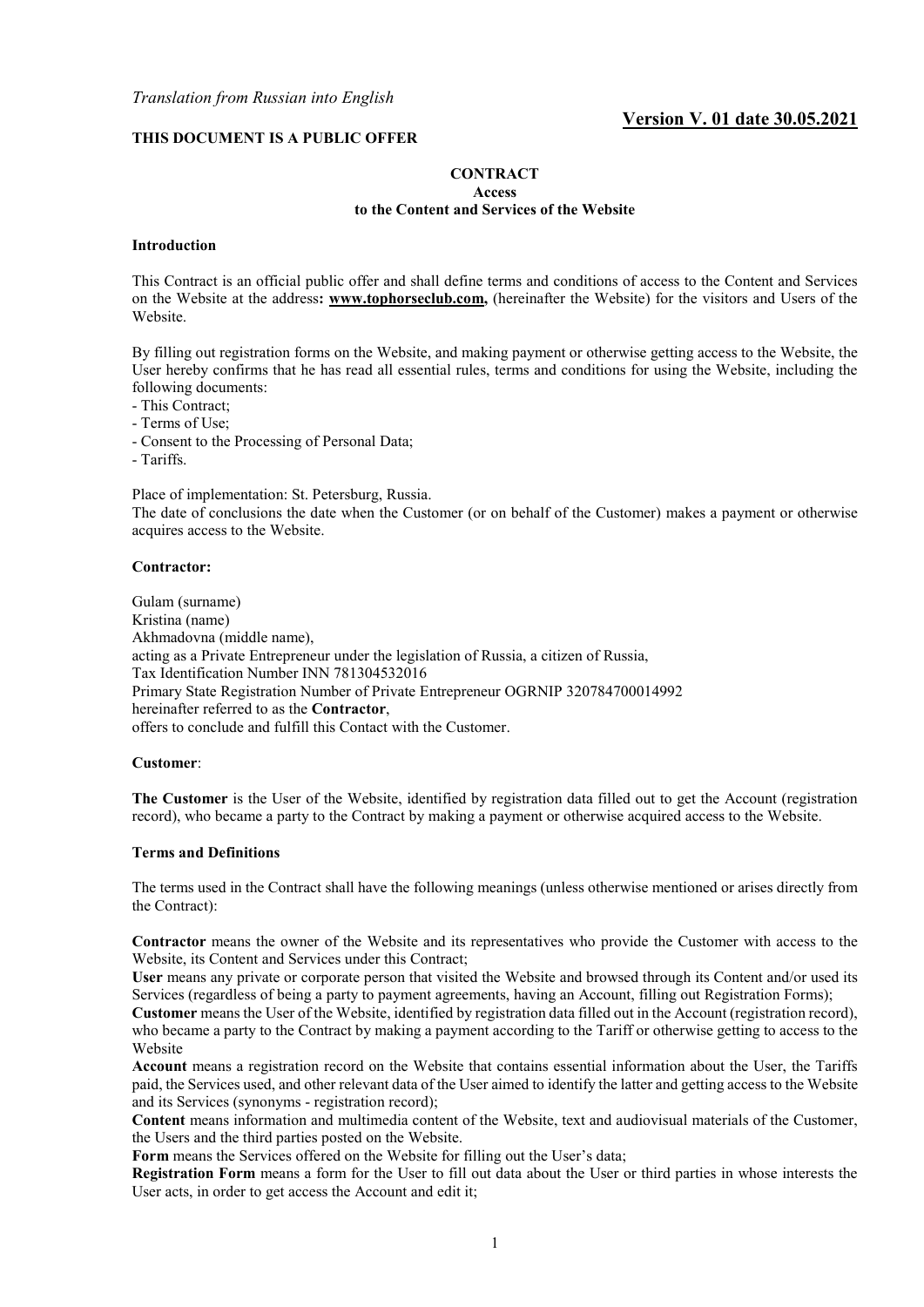*Translation from Russian into English*

**Version V. 01 date 30.05.2021**

**THIS DOCUMENT IS A PUBLIC OFFER**

**CONTRACT**
**Access**
**to the Content and Services of the Website**

**Introduction**

This Contract is an official public offer and shall define terms and conditions of access to the Content and Services on the Website at the address**: www.tophorseclub.com,** (hereinafter the Website) for the visitors and Users of the Website.

By filling out registration forms on the Website, and making payment or otherwise getting access to the Website, the User hereby confirms that he has read all essential rules, terms and conditions for using the Website, including the following documents:
- This Contract;
- Terms of Use;
- Consent to the Processing of Personal Data;
- Tariffs.

Place of implementation: St. Petersburg, Russia.
The date of conclusions the date when the Customer (or on behalf of the Customer) makes a payment or otherwise acquires access to the Website.

**Contractor:**

Gulam (surname)
Kristina (name)
Akhmadovna (middle name),
acting as a Private Entrepreneur under the legislation of Russia, a citizen of Russia,
Tax Identification Number INN 781304532016
Primary State Registration Number of Private Entrepreneur OGRNIP 320784700014992
hereinafter referred to as the **Contractor**,
offers to conclude and fulfill this Contact with the Customer.

**Customer**:

**The Customer** is the User of the Website, identified by registration data filled out to get the Account (registration record), who became a party to the Contract by making a payment or otherwise acquired access to the Website.

**Terms and Definitions**

The terms used in the Contract shall have the following meanings (unless otherwise mentioned or arises directly from the Contract):

**Contractor** means the owner of the Website and its representatives who provide the Customer with access to the Website, its Content and Services under this Contract;
**User** means any private or corporate person that visited the Website and browsed through its Content and/or used its Services (regardless of being a party to payment agreements, having an Account, filling out Registration Forms);
**Customer** means the User of the Website, identified by registration data filled out in the Account (registration record), who became a party to the Contract by making a payment according to the Tariff or otherwise getting to access to the Website
**Account** means a registration record on the Website that contains essential information about the User, the Tariffs paid, the Services used, and other relevant data of the User aimed to identify the latter and getting access to the Website and its Services (synonyms - registration record);
**Content** means information and multimedia content of the Website, text and audiovisual materials of the Customer, the Users and the third parties posted on the Website.
**Form** means the Services offered on the Website for filling out the User's data;
**Registration Form** means a form for the User to fill out data about the User or third parties in whose interests the User acts, in order to get access the Account and edit it;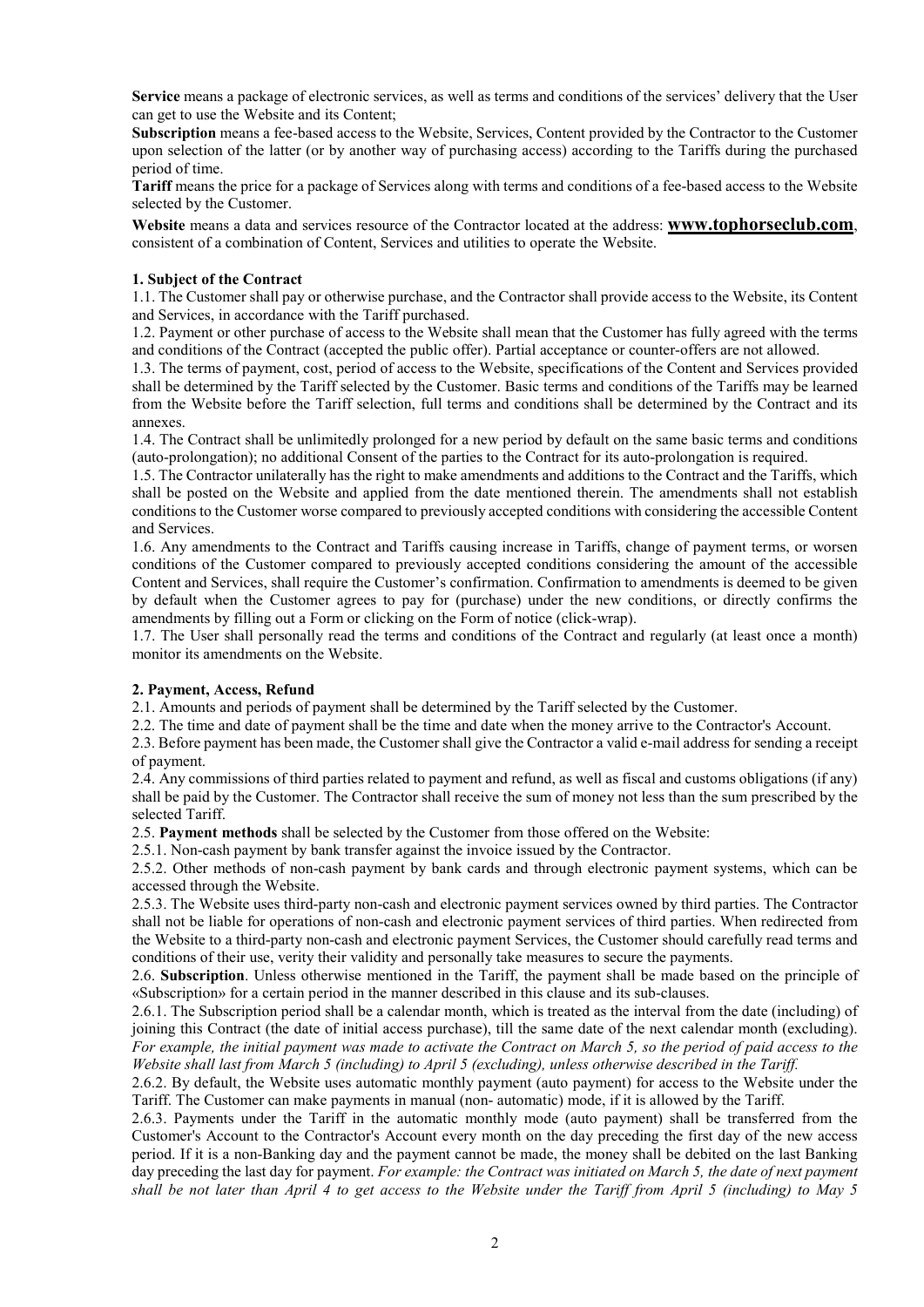**Service** means a package of electronic services, as well as terms and conditions of the services' delivery that the User can get to use the Website and its Content;

**Subscription** means a fee-based access to the Website, Services, Content provided by the Contractor to the Customer upon selection of the latter (or by another way of purchasing access) according to the Tariffs during the purchased period of time.

**Tariff** means the price for a package of Services along with terms and conditions of a fee-based access to the Website selected by the Customer.

**Website** means a data and services resource of the Contractor located at the address: **www.tophorseclub.com**, consistent of a combination of Content, Services and utilities to operate the Website.

#### 1. Subject of the Contract

1.1. The Customer shall pay or otherwise purchase, and the Contractor shall provide access to the Website, its Content and Services, in accordance with the Tariff purchased.

1.2. Payment or other purchase of access to the Website shall mean that the Customer has fully agreed with the terms and conditions of the Contract (accepted the public offer). Partial acceptance or counter-offers are not allowed.

1.3. The terms of payment, cost, period of access to the Website, specifications of the Content and Services provided shall be determined by the Tariff selected by the Customer. Basic terms and conditions of the Tariffs may be learned from the Website before the Tariff selection, full terms and conditions shall be determined by the Contract and its annexes.

1.4. The Contract shall be unlimitedly prolonged for a new period by default on the same basic terms and conditions (auto-prolongation); no additional Consent of the parties to the Contract for its auto-prolongation is required.

1.5. The Contractor unilaterally has the right to make amendments and additions to the Contract and the Tariffs, which shall be posted on the Website and applied from the date mentioned therein. The amendments shall not establish conditions to the Customer worse compared to previously accepted conditions with considering the accessible Content and Services.

1.6. Any amendments to the Contract and Tariffs causing increase in Tariffs, change of payment terms, or worsen conditions of the Customer compared to previously accepted conditions considering the amount of the accessible Content and Services, shall require the Customer's confirmation. Confirmation to amendments is deemed to be given by default when the Customer agrees to pay for (purchase) under the new conditions, or directly confirms the amendments by filling out a Form or clicking on the Form of notice (click-wrap).

1.7. The User shall personally read the terms and conditions of the Contract and regularly (at least once a month) monitor its amendments on the Website.

#### 2. Payment, Access, Refund

2.1. Amounts and periods of payment shall be determined by the Tariff selected by the Customer.

2.2. The time and date of payment shall be the time and date when the money arrive to the Contractor's Account.

2.3. Before payment has been made, the Customer shall give the Contractor a valid e-mail address for sending a receipt of payment.

2.4. Any commissions of third parties related to payment and refund, as well as fiscal and customs obligations (if any) shall be paid by the Customer. The Contractor shall receive the sum of money not less than the sum prescribed by the selected Tariff.

2.5. **Payment methods** shall be selected by the Customer from those offered on the Website:

2.5.1. Non-cash payment by bank transfer against the invoice issued by the Contractor.

2.5.2. Other methods of non-cash payment by bank cards and through electronic payment systems, which can be accessed through the Website.

2.5.3. The Website uses third-party non-cash and electronic payment services owned by third parties. The Contractor shall not be liable for operations of non-cash and electronic payment services of third parties. When redirected from the Website to a third-party non-cash and electronic payment Services, the Customer should carefully read terms and conditions of their use, verity their validity and personally take measures to secure the payments.

2.6. **Subscription**. Unless otherwise mentioned in the Tariff, the payment shall be made based on the principle of «Subscription» for a certain period in the manner described in this clause and its sub-clauses.

2.6.1. The Subscription period shall be a calendar month, which is treated as the interval from the date (including) of joining this Contract (the date of initial access purchase), till the same date of the next calendar month (excluding). *For example, the initial payment was made to activate the Contract on March 5, so the period of paid access to the Website shall last from March 5 (including) to April 5 (excluding), unless otherwise described in the Tariff.*

2.6.2. By default, the Website uses automatic monthly payment (auto payment) for access to the Website under the Tariff. The Customer can make payments in manual (non- automatic) mode, if it is allowed by the Tariff.

2.6.3. Payments under the Tariff in the automatic monthly mode (auto payment) shall be transferred from the Customer's Account to the Contractor's Account every month on the day preceding the first day of the new access period. If it is a non-Banking day and the payment cannot be made, the money shall be debited on the last Banking day preceding the last day for payment. *For example: the Contract was initiated on March 5, the date of next payment shall be not later than April 4 to get access to the Website under the Tariff from April 5 (including) to May 5*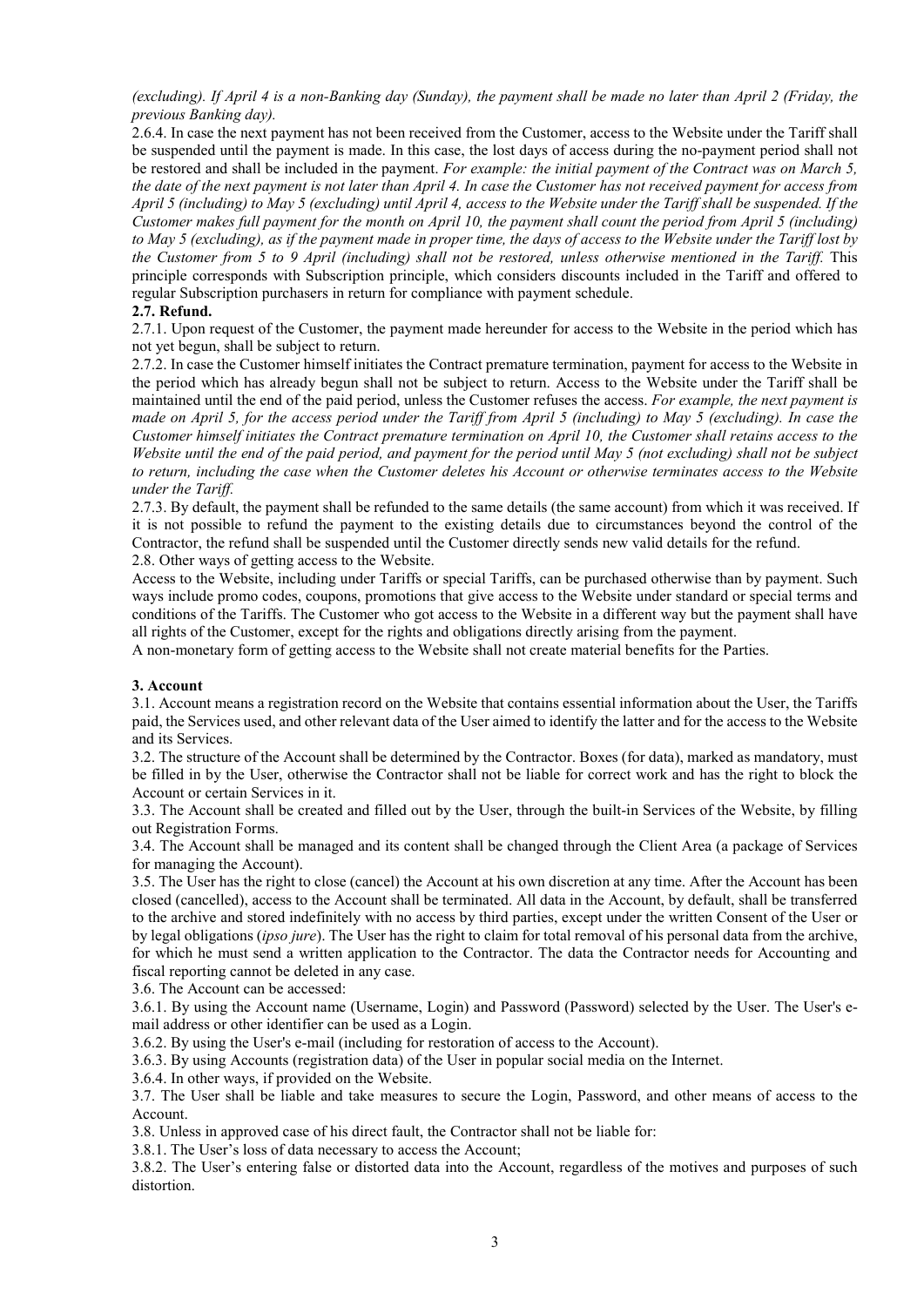*(excluding). If April 4 is a non-Banking day (Sunday), the payment shall be made no later than April 2 (Friday, the previous Banking day).*

2.6.4. In case the next payment has not been received from the Customer, access to the Website under the Tariff shall be suspended until the payment is made. In this case, the lost days of access during the no-payment period shall not be restored and shall be included in the payment. *For example: the initial payment of the Contract was on March 5, the date of the next payment is not later than April 4. In case the Customer has not received payment for access from April 5 (including) to May 5 (excluding) until April 4, access to the Website under the Tariff shall be suspended. If the Customer makes full payment for the month on April 10, the payment shall count the period from April 5 (including) to May 5 (excluding), as if the payment made in proper time, the days of access to the Website under the Tariff lost by the Customer from 5 to 9 April (including) shall not be restored, unless otherwise mentioned in the Tariff.* This principle corresponds with Subscription principle, which considers discounts included in the Tariff and offered to regular Subscription purchasers in return for compliance with payment schedule.

**2.7. Refund.**

2.7.1. Upon request of the Customer, the payment made hereunder for access to the Website in the period which has not yet begun, shall be subject to return.

2.7.2. In case the Customer himself initiates the Contract premature termination, payment for access to the Website in the period which has already begun shall not be subject to return. Access to the Website under the Tariff shall be maintained until the end of the paid period, unless the Customer refuses the access. *For example, the next payment is made on April 5, for the access period under the Tariff from April 5 (including) to May 5 (excluding). In case the Customer himself initiates the Contract premature termination on April 10, the Customer shall retains access to the Website until the end of the paid period, and payment for the period until May 5 (not excluding) shall not be subject to return, including the case when the Customer deletes his Account or otherwise terminates access to the Website under the Tariff.*

2.7.3. By default, the payment shall be refunded to the same details (the same account) from which it was received. If it is not possible to refund the payment to the existing details due to circumstances beyond the control of the Contractor, the refund shall be suspended until the Customer directly sends new valid details for the refund.

2.8. Other ways of getting access to the Website.

Access to the Website, including under Tariffs or special Tariffs, can be purchased otherwise than by payment. Such ways include promo codes, coupons, promotions that give access to the Website under standard or special terms and conditions of the Tariffs. The Customer who got access to the Website in a different way but the payment shall have all rights of the Customer, except for the rights and obligations directly arising from the payment.

A non-monetary form of getting access to the Website shall not create material benefits for the Parties.

**3. Account**

3.1. Account means a registration record on the Website that contains essential information about the User, the Tariffs paid, the Services used, and other relevant data of the User aimed to identify the latter and for the access to the Website and its Services.

3.2. The structure of the Account shall be determined by the Contractor. Boxes (for data), marked as mandatory, must be filled in by the User, otherwise the Contractor shall not be liable for correct work and has the right to block the Account or certain Services in it.

3.3. The Account shall be created and filled out by the User, through the built-in Services of the Website, by filling out Registration Forms.

3.4. The Account shall be managed and its content shall be changed through the Client Area (a package of Services for managing the Account).

3.5. The User has the right to close (cancel) the Account at his own discretion at any time. After the Account has been closed (cancelled), access to the Account shall be terminated. All data in the Account, by default, shall be transferred to the archive and stored indefinitely with no access by third parties, except under the written Consent of the User or by legal obligations (*ipso jure*). The User has the right to claim for total removal of his personal data from the archive, for which he must send a written application to the Contractor. The data the Contractor needs for Accounting and fiscal reporting cannot be deleted in any case.

3.6. The Account can be accessed:

3.6.1. By using the Account name (Username, Login) and Password (Password) selected by the User. The User's e-mail address or other identifier can be used as a Login.

3.6.2. By using the User's e-mail (including for restoration of access to the Account).

3.6.3. By using Accounts (registration data) of the User in popular social media on the Internet.

3.6.4. In other ways, if provided on the Website.

3.7. The User shall be liable and take measures to secure the Login, Password, and other means of access to the Account.

3.8. Unless in approved case of his direct fault, the Contractor shall not be liable for:

3.8.1. The User's loss of data necessary to access the Account;

3.8.2. The User's entering false or distorted data into the Account, regardless of the motives and purposes of such distortion.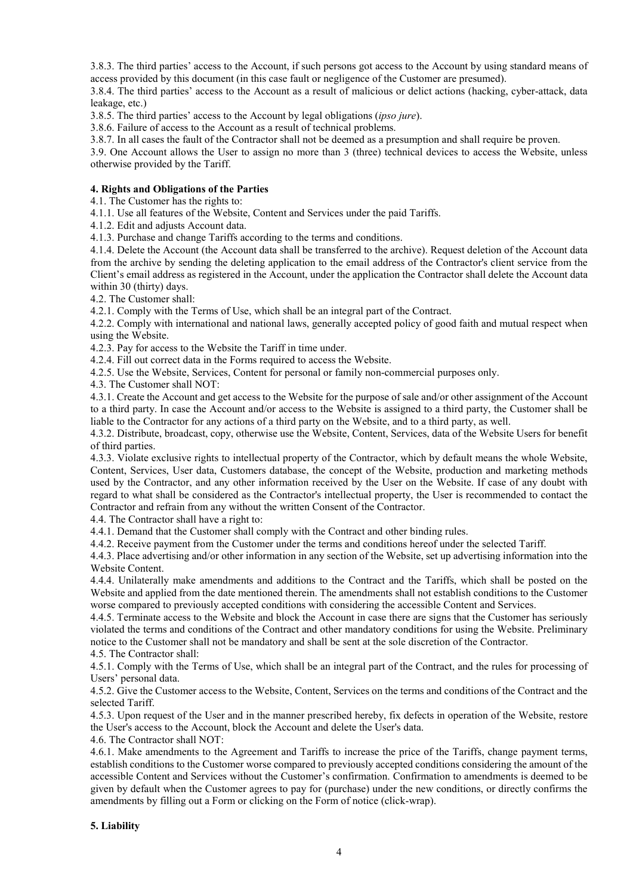3.8.3. The third parties' access to the Account, if such persons got access to the Account by using standard means of access provided by this document (in this case fault or negligence of the Customer are presumed).

3.8.4. The third parties' access to the Account as a result of malicious or delict actions (hacking, cyber-attack, data leakage, etc.)

3.8.5. The third parties' access to the Account by legal obligations (*ipso jure*).

3.8.6. Failure of access to the Account as a result of technical problems.

3.8.7. In all cases the fault of the Contractor shall not be deemed as a presumption and shall require be proven.

3.9. One Account allows the User to assign no more than 3 (three) technical devices to access the Website, unless otherwise provided by the Tariff.

**4. Rights and Obligations of the Parties**

4.1. The Customer has the rights to:

4.1.1. Use all features of the Website, Content and Services under the paid Tariffs.

4.1.2. Edit and adjusts Account data.

4.1.3. Purchase and change Tariffs according to the terms and conditions.

4.1.4. Delete the Account (the Account data shall be transferred to the archive). Request deletion of the Account data from the archive by sending the deleting application to the email address of the Contractor's client service from the Client's email address as registered in the Account, under the application the Contractor shall delete the Account data within 30 (thirty) days.

4.2. The Customer shall:

4.2.1. Comply with the Terms of Use, which shall be an integral part of the Contract.

4.2.2. Comply with international and national laws, generally accepted policy of good faith and mutual respect when using the Website.

4.2.3. Pay for access to the Website the Tariff in time under.

4.2.4. Fill out correct data in the Forms required to access the Website.

4.2.5. Use the Website, Services, Content for personal or family non-commercial purposes only.

4.3. The Customer shall NOT:

4.3.1. Create the Account and get access to the Website for the purpose of sale and/or other assignment of the Account to a third party. In case the Account and/or access to the Website is assigned to a third party, the Customer shall be liable to the Contractor for any actions of a third party on the Website, and to a third party, as well.

4.3.2. Distribute, broadcast, copy, otherwise use the Website, Content, Services, data of the Website Users for benefit of third parties.

4.3.3. Violate exclusive rights to intellectual property of the Contractor, which by default means the whole Website, Content, Services, User data, Customers database, the concept of the Website, production and marketing methods used by the Contractor, and any other information received by the User on the Website. If case of any doubt with regard to what shall be considered as the Contractor's intellectual property, the User is recommended to contact the Contractor and refrain from any without the written Consent of the Contractor.

4.4. The Contractor shall have a right to:

4.4.1. Demand that the Customer shall comply with the Contract and other binding rules.

4.4.2. Receive payment from the Customer under the terms and conditions hereof under the selected Tariff.

4.4.3. Place advertising and/or other information in any section of the Website, set up advertising information into the Website Content.

4.4.4. Unilaterally make amendments and additions to the Contract and the Tariffs, which shall be posted on the Website and applied from the date mentioned therein. The amendments shall not establish conditions to the Customer worse compared to previously accepted conditions with considering the accessible Content and Services.

4.4.5. Terminate access to the Website and block the Account in case there are signs that the Customer has seriously violated the terms and conditions of the Contract and other mandatory conditions for using the Website. Preliminary notice to the Customer shall not be mandatory and shall be sent at the sole discretion of the Contractor.

4.5. The Contractor shall:

4.5.1. Comply with the Terms of Use, which shall be an integral part of the Contract, and the rules for processing of Users' personal data.

4.5.2. Give the Customer access to the Website, Content, Services on the terms and conditions of the Contract and the selected Tariff.

4.5.3. Upon request of the User and in the manner prescribed hereby, fix defects in operation of the Website, restore the User's access to the Account, block the Account and delete the User's data.

4.6. The Contractor shall NOT:

4.6.1. Make amendments to the Agreement and Tariffs to increase the price of the Tariffs, change payment terms, establish conditions to the Customer worse compared to previously accepted conditions considering the amount of the accessible Content and Services without the Customer's confirmation. Confirmation to amendments is deemed to be given by default when the Customer agrees to pay for (purchase) under the new conditions, or directly confirms the amendments by filling out a Form or clicking on the Form of notice (click-wrap).

**5. Liability**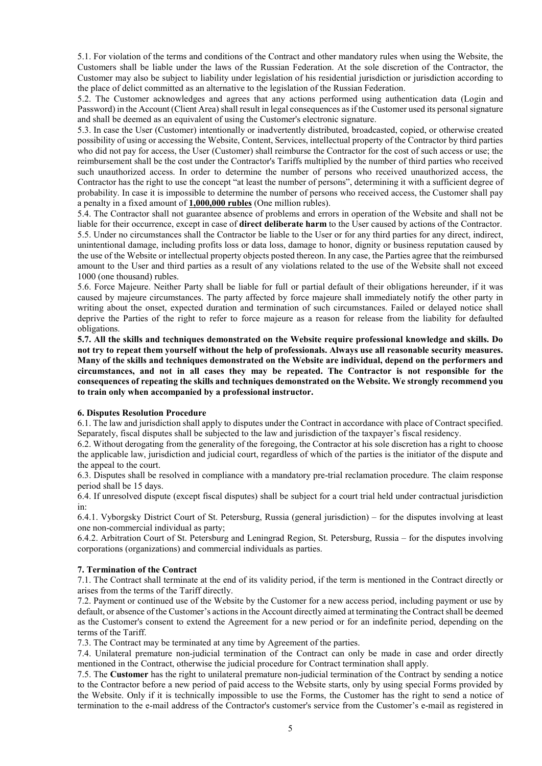5.1. For violation of the terms and conditions of the Contract and other mandatory rules when using the Website, the Customers shall be liable under the laws of the Russian Federation. At the sole discretion of the Contractor, the Customer may also be subject to liability under legislation of his residential jurisdiction or jurisdiction according to the place of delict committed as an alternative to the legislation of the Russian Federation.

5.2. The Customer acknowledges and agrees that any actions performed using authentication data (Login and Password) in the Account (Client Area) shall result in legal consequences as if the Customer used its personal signature and shall be deemed as an equivalent of using the Customer's electronic signature.

5.3. In case the User (Customer) intentionally or inadvertently distributed, broadcasted, copied, or otherwise created possibility of using or accessing the Website, Content, Services, intellectual property of the Contractor by third parties who did not pay for access, the User (Customer) shall reimburse the Contractor for the cost of such access or use; the reimbursement shall be the cost under the Contractor's Tariffs multiplied by the number of third parties who received such unauthorized access. In order to determine the number of persons who received unauthorized access, the Contractor has the right to use the concept "at least the number of persons", determining it with a sufficient degree of probability. In case it is impossible to determine the number of persons who received access, the Customer shall pay a penalty in a fixed amount of **1,000,000 rubles** (One million rubles).

5.4. The Contractor shall not guarantee absence of problems and errors in operation of the Website and shall not be liable for their occurrence, except in case of **direct deliberate harm** to the User caused by actions of the Contractor.

5.5. Under no circumstances shall the Contractor be liable to the User or for any third parties for any direct, indirect, unintentional damage, including profits loss or data loss, damage to honor, dignity or business reputation caused by the use of the Website or intellectual property objects posted thereon. In any case, the Parties agree that the reimbursed amount to the User and third parties as a result of any violations related to the use of the Website shall not exceed 1000 (one thousand) rubles.

5.6. Force Majeure. Neither Party shall be liable for full or partial default of their obligations hereunder, if it was caused by majeure circumstances. The party affected by force majeure shall immediately notify the other party in writing about the onset, expected duration and termination of such circumstances. Failed or delayed notice shall deprive the Parties of the right to refer to force majeure as a reason for release from the liability for defaulted obligations.

**5.7. All the skills and techniques demonstrated on the Website require professional knowledge and skills. Do not try to repeat them yourself without the help of professionals. Always use all reasonable security measures. Many of the skills and techniques demonstrated on the Website are individual, depend on the performers and circumstances, and not in all cases they may be repeated. The Contractor is not responsible for the consequences of repeating the skills and techniques demonstrated on the Website. We strongly recommend you to train only when accompanied by a professional instructor.**

## 6. Disputes Resolution Procedure

6.1. The law and jurisdiction shall apply to disputes under the Contract in accordance with place of Contract specified. Separately, fiscal disputes shall be subjected to the law and jurisdiction of the taxpayer's fiscal residency.

6.2. Without derogating from the generality of the foregoing, the Contractor at his sole discretion has a right to choose the applicable law, jurisdiction and judicial court, regardless of which of the parties is the initiator of the dispute and the appeal to the court.

6.3. Disputes shall be resolved in compliance with a mandatory pre-trial reclamation procedure. The claim response period shall be 15 days.

6.4. If unresolved dispute (except fiscal disputes) shall be subject for a court trial held under contractual jurisdiction in:

6.4.1. Vyborgsky District Court of St. Petersburg, Russia (general jurisdiction) – for the disputes involving at least one non-commercial individual as party;

6.4.2. Arbitration Court of St. Petersburg and Leningrad Region, St. Petersburg, Russia – for the disputes involving corporations (organizations) and commercial individuals as parties.

## 7. Termination of the Contract

7.1. The Contract shall terminate at the end of its validity period, if the term is mentioned in the Contract directly or arises from the terms of the Tariff directly.

7.2. Payment or continued use of the Website by the Customer for a new access period, including payment or use by default, or absence of the Customer's actions in the Account directly aimed at terminating the Contract shall be deemed as the Customer's consent to extend the Agreement for a new period or for an indefinite period, depending on the terms of the Tariff.

7.3. The Contract may be terminated at any time by Agreement of the parties.

7.4. Unilateral premature non-judicial termination of the Contract can only be made in case and order directly mentioned in the Contract, otherwise the judicial procedure for Contract termination shall apply.

7.5. The **Customer** has the right to unilateral premature non-judicial termination of the Contract by sending a notice to the Contractor before a new period of paid access to the Website starts, only by using special Forms provided by the Website. Only if it is technically impossible to use the Forms, the Customer has the right to send a notice of termination to the e-mail address of the Contractor's customer's service from the Customer's e-mail as registered in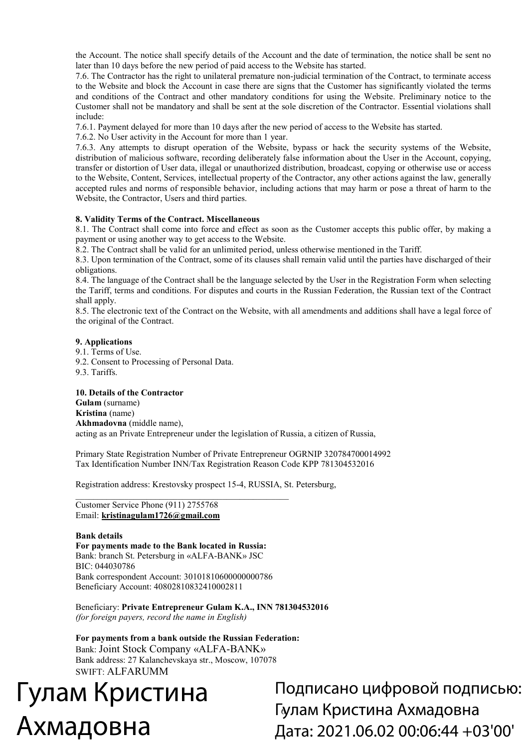the Account. The notice shall specify details of the Account and the date of termination, the notice shall be sent no later than 10 days before the new period of paid access to the Website has started.

7.6. The Contractor has the right to unilateral premature non-judicial termination of the Contract, to terminate access to the Website and block the Account in case there are signs that the Customer has significantly violated the terms and conditions of the Contract and other mandatory conditions for using the Website. Preliminary notice to the Customer shall not be mandatory and shall be sent at the sole discretion of the Contractor. Essential violations shall include:

7.6.1. Payment delayed for more than 10 days after the new period of access to the Website has started.

7.6.2. No User activity in the Account for more than 1 year.

7.6.3. Any attempts to disrupt operation of the Website, bypass or hack the security systems of the Website, distribution of malicious software, recording deliberately false information about the User in the Account, copying, transfer or distortion of User data, illegal or unauthorized distribution, broadcast, copying or otherwise use or access to the Website, Content, Services, intellectual property of the Contractor, any other actions against the law, generally accepted rules and norms of responsible behavior, including actions that may harm or pose a threat of harm to the Website, the Contractor, Users and third parties.

**8. Validity Terms of the Contract. Miscellaneous**

8.1. The Contract shall come into force and effect as soon as the Customer accepts this public offer, by making a payment or using another way to get access to the Website.

8.2. The Contract shall be valid for an unlimited period, unless otherwise mentioned in the Tariff.

8.3. Upon termination of the Contract, some of its clauses shall remain valid until the parties have discharged of their obligations.

8.4. The language of the Contract shall be the language selected by the User in the Registration Form when selecting the Tariff, terms and conditions. For disputes and courts in the Russian Federation, the Russian text of the Contract shall apply.

8.5. The electronic text of the Contract on the Website, with all amendments and additions shall have a legal force of the original of the Contract.

**9. Applications**

9.1. Terms of Use.

9.2. Consent to Processing of Personal Data.

9.3. Tariffs.

**10. Details of the Contractor**

**Gulam** (surname)
**Kristina** (name)
**Akhmadovna** (middle name),
acting as an Private Entrepreneur under the legislation of Russia, a citizen of Russia,

Primary State Registration Number of Private Entrepreneur OGRNIP 320784700014992
Tax Identification Number INN/Tax Registration Reason Code KPP 781304532016

Registration address: Krestovsky prospect 15-4, RUSSIA, St. Petersburg,

Customer Service Phone (911) 2755768
Email: **kristinagulam1726@gmail.com**

**Bank details**
**For payments made to the Bank located in Russia:**
Bank: branch St. Petersburg in «ALFA-BANK» JSC
BIC: 044030786
Bank correspondent Account: 30101810600000000786
Beneficiary Account: 40802810832410002811

Beneficiary: **Private Entrepreneur Gulam K.A., INN 781304532016**
*(for foreign payers, record the name in English)*

**For payments from a bank outside the Russian Federation:**
Bank: Joint Stock Company «ALFA-BANK»
Bank address: 27 Kalanchevskaya str., Moscow, 107078
SWIFT: ALFARUMM

Гулам Кристина Ахмадовна

Подписано цифровой подписью: Гулам Кристина Ахмадовна
Дата: 2021.06.02 00:06:44 +03'00'